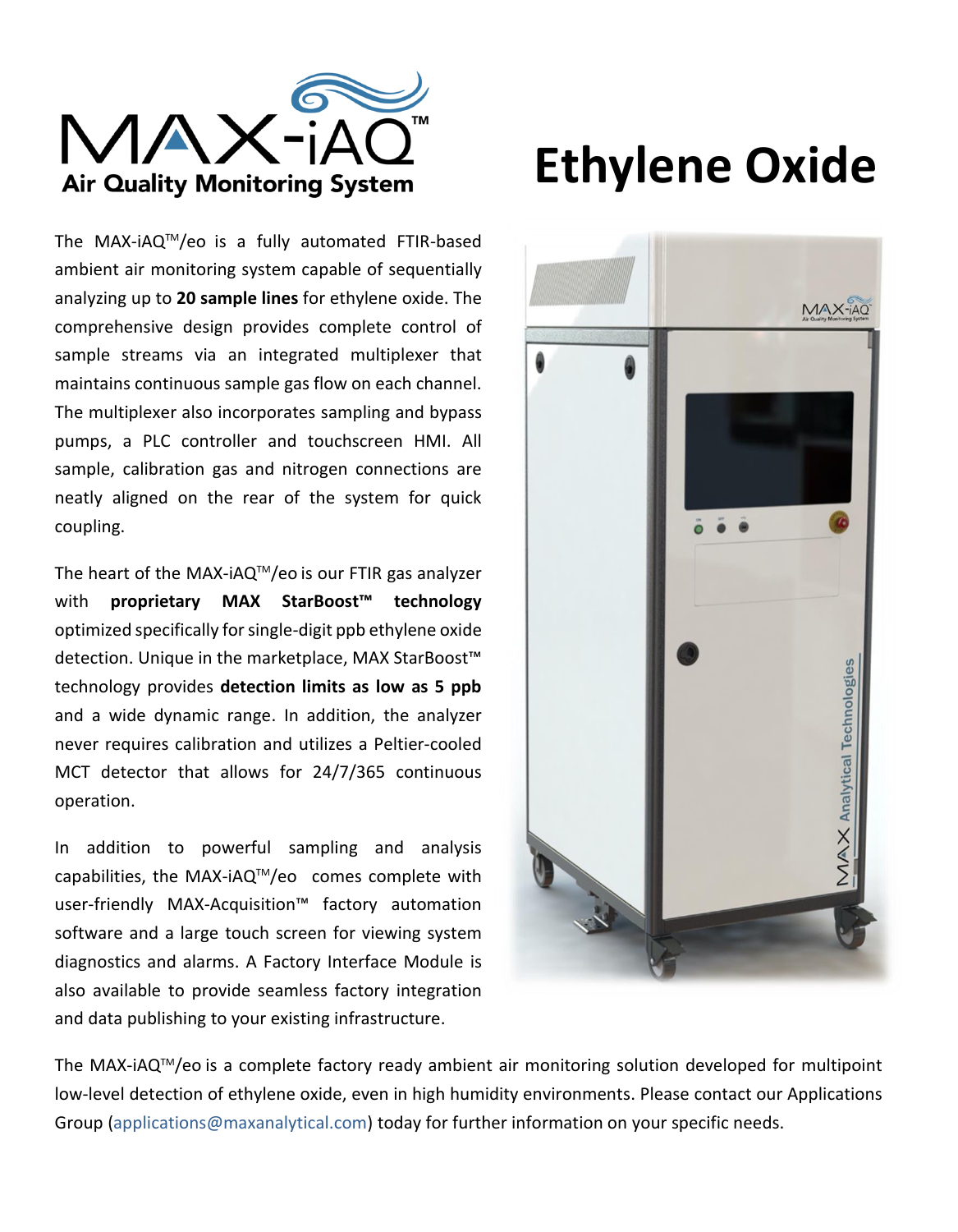MAX-iAQ™

Air Quality Monitoring System

# Ethylene Oxide

The MAX-iAQ™/eo is a fully automated FTIR-based ambient air monitoring system capable of sequentially analyzing up to **20 sample lines** for ethylene oxide. The comprehensive design provides complete control of sample streams via an integrated multiplexer that maintains continuous sample gas flow on each channel. The multiplexer also incorporates sampling and bypass pumps, a PLC controller and touchscreen HMI. All sample, calibration gas and nitrogen connections are neatly aligned on the rear of the system for quick coupling.

The heart of the MAX-iAQ™/eo is our FTIR gas analyzer with **proprietary MAX StarBoost™ technology** optimized specifically for single-digit ppb ethylene oxide detection. Unique in the marketplace, MAX StarBoost™ technology provides **detection limits as low as 5 ppb** and a wide dynamic range. In addition, the analyzer never requires calibration and utilizes a Peltier-cooled MCT detector that allows for 24/7/365 continuous operation.

In addition to powerful sampling and analysis capabilities, the MAX-iAQ™/eo comes complete with user-friendly MAX-Acquisition™ factory automation software and a large touch screen for viewing system diagnostics and alarms. A Factory Interface Module is also available to provide seamless factory integration and data publishing to your existing infrastructure.

The MAX-iAQ™/eo is a complete factory ready ambient air monitoring solution developed for multipoint low-level detection of ethylene oxide, even in high humidity environments. Please contact our Applications Group (applications@maxanalytical.com) today for further information on your specific needs.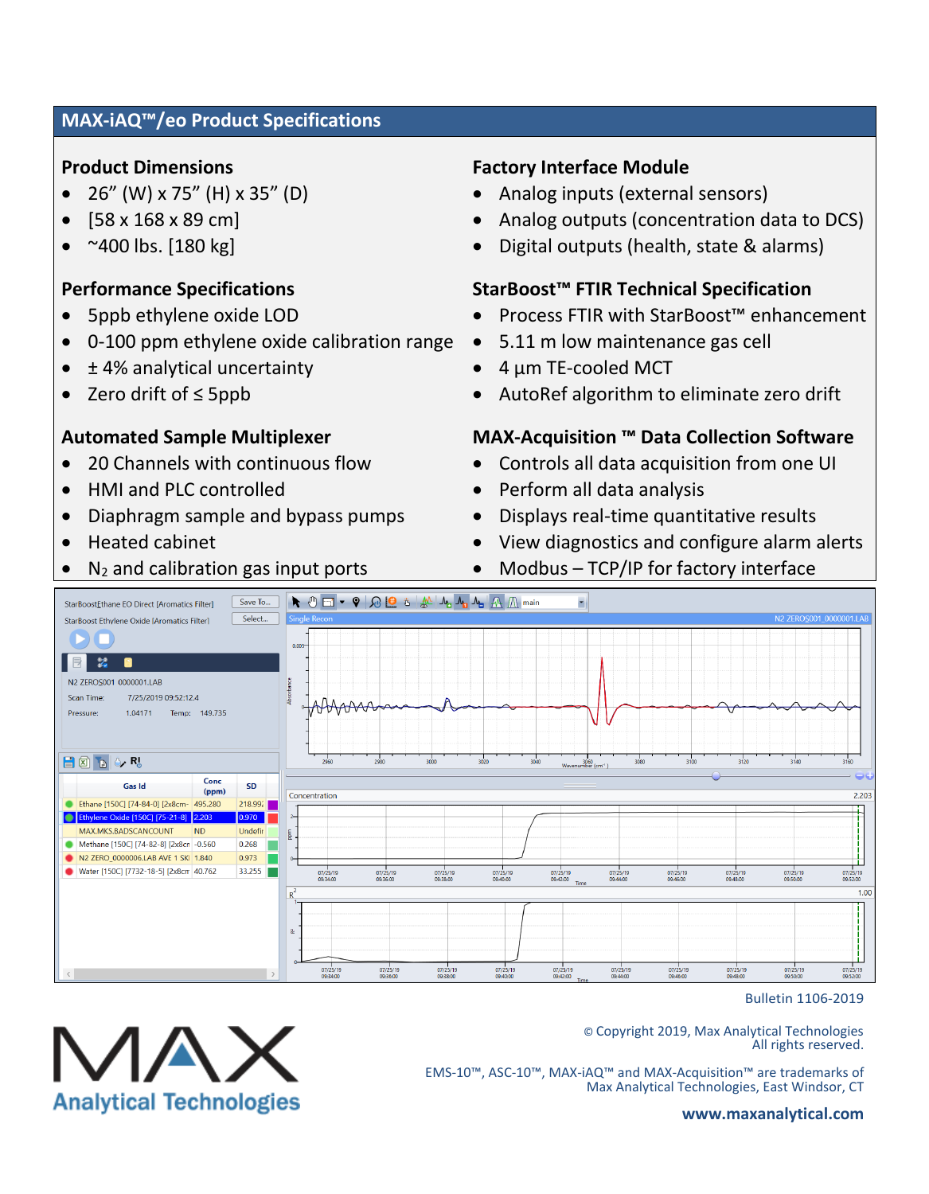## MAX-iAQ™/eo Product Specifications

### Product Dimensions

- 26” (W) x 75” (H) x 35” (D)
- [58 x 168 x 89 cm]
- ~400 lbs. [180 kg]

### Performance Specifications

- 5ppb ethylene oxide LOD
- 0-100 ppm ethylene oxide calibration range
- ± 4% analytical uncertainty
- Zero drift of ≤ 5ppb

### Automated Sample Multiplexer

- 20 Channels with continuous flow
- HMI and PLC controlled
- Diaphragm sample and bypass pumps
- Heated cabinet
- $N_2$ and calibration gas input ports

### Factory Interface Module

- Analog inputs (external sensors)
- Analog outputs (concentration data to DCS)
- Digital outputs (health, state & alarms)

### StarBoost™ FTIR Technical Specification

- Process FTIR with StarBoost™ enhancement
- 5.11 m low maintenance gas cell
- 4 µm TE-cooled MCT
- AutoRef algorithm to eliminate zero drift

### MAX-Acquisition ™ Data Collection Software

- Controls all data acquisition from one UI
- Perform all data analysis
- Displays real-time quantitative results
- View diagnostics and configure alarm alerts
- Modbus – TCP/IP for factory interface

Bulletin 1106-2019

© Copyright 2019, Max Analytical Technologies
All rights reserved.

EMS-10™, ASC-10™, MAX-iAQ™ and MAX-Acquisition™ are trademarks of
Max Analytical Technologies, East Windsor, CT

www.maxanalytical.com